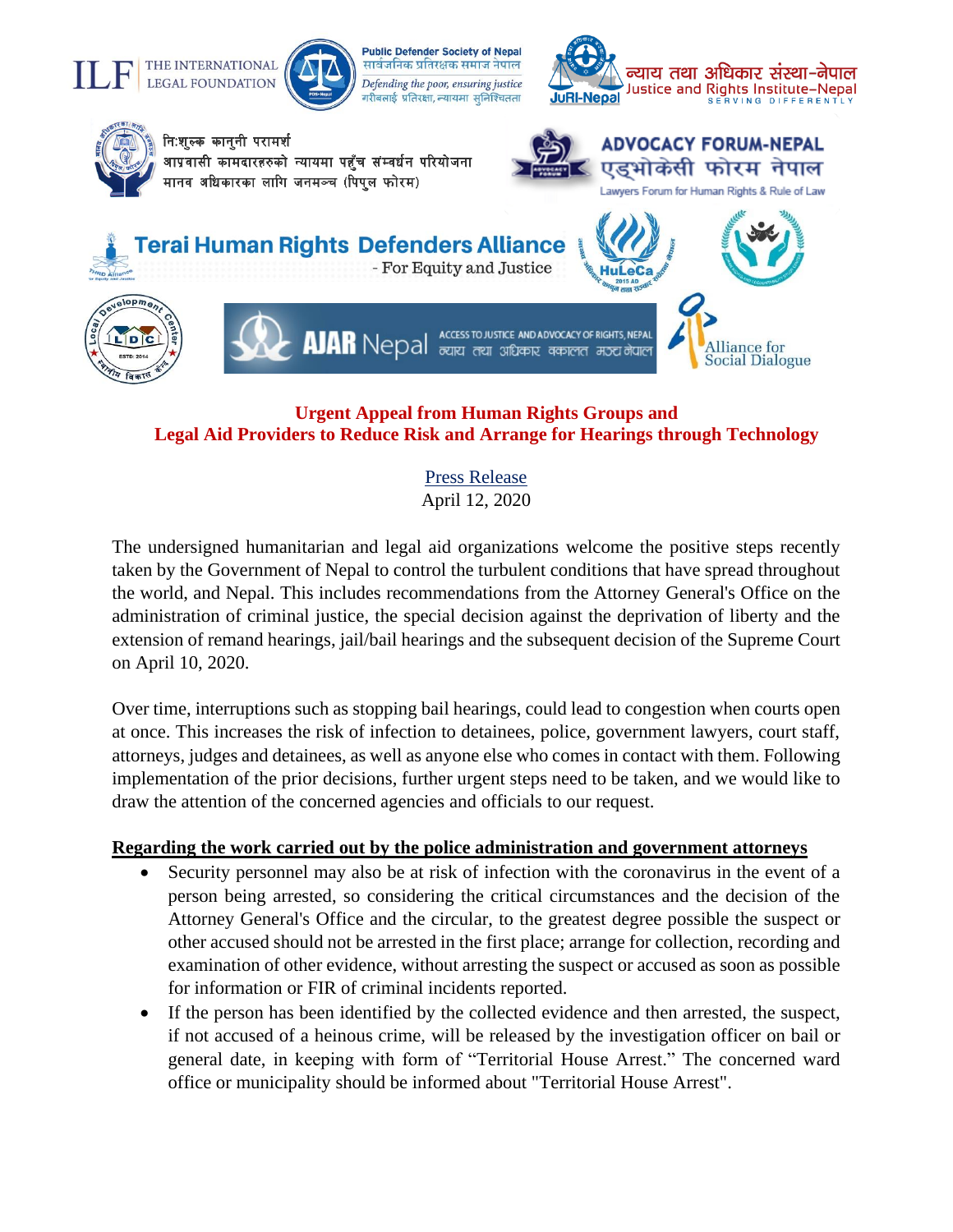THE INTERNATIONAL LEGAL FOUNDATION

Public Defender Society of Nepal
सार्वजनिक प्रतिरक्षक समाज नेपाल
*Defending the poor, ensuring justice*
गरीबलाई प्रतिरक्षा, न्यायमा सुनिश्चितता

न्याय तथा अधिकार संस्था-नेपाल
Justice and Rights Institute-Nepal
SERVING DIFFERENTLY

निःशुल्क कानुनी परामर्श
आप्रवासी कामदारहरुको न्यायमा पहुँच संम्वर्धन परियोजना
मानव अधिकारका लागि जनमञ्च (पिपुल फोरम)

ADVOCACY FORUM-NEPAL
एड्भोकेसी फोरम नेपाल
Lawyers Forum for Human Rights & Rule of Law

Terai Human Rights Defenders Alliance
- For Equity and Justice

HuLeCa

Local Development Center

AJAR Nepal
ACCESS TO JUSTICE AND ADVOCACY OF RIGHTS, NEPAL
न्याय तथा अधिकार वकालत मञ्च नेपाल

Alliance for Social Dialogue

**Urgent Appeal from Human Rights Groups and Legal Aid Providers to Reduce Risk and Arrange for Hearings through Technology**

Press Release
April 12, 2020

The undersigned humanitarian and legal aid organizations welcome the positive steps recently taken by the Government of Nepal to control the turbulent conditions that have spread throughout the world, and Nepal. This includes recommendations from the Attorney General's Office on the administration of criminal justice, the special decision against the deprivation of liberty and the extension of remand hearings, jail/bail hearings and the subsequent decision of the Supreme Court on April 10, 2020.

Over time, interruptions such as stopping bail hearings, could lead to congestion when courts open at once. This increases the risk of infection to detainees, police, government lawyers, court staff, attorneys, judges and detainees, as well as anyone else who comes in contact with them. Following implementation of the prior decisions, further urgent steps need to be taken, and we would like to draw the attention of the concerned agencies and officials to our request.

**Regarding the work carried out by the police administration and government attorneys**

- Security personnel may also be at risk of infection with the coronavirus in the event of a person being arrested, so considering the critical circumstances and the decision of the Attorney General's Office and the circular, to the greatest degree possible the suspect or other accused should not be arrested in the first place; arrange for collection, recording and examination of other evidence, without arresting the suspect or accused as soon as possible for information or FIR of criminal incidents reported.
- If the person has been identified by the collected evidence and then arrested, the suspect, if not accused of a heinous crime, will be released by the investigation officer on bail or general date, in keeping with form of "Territorial House Arrest." The concerned ward office or municipality should be informed about "Territorial House Arrest".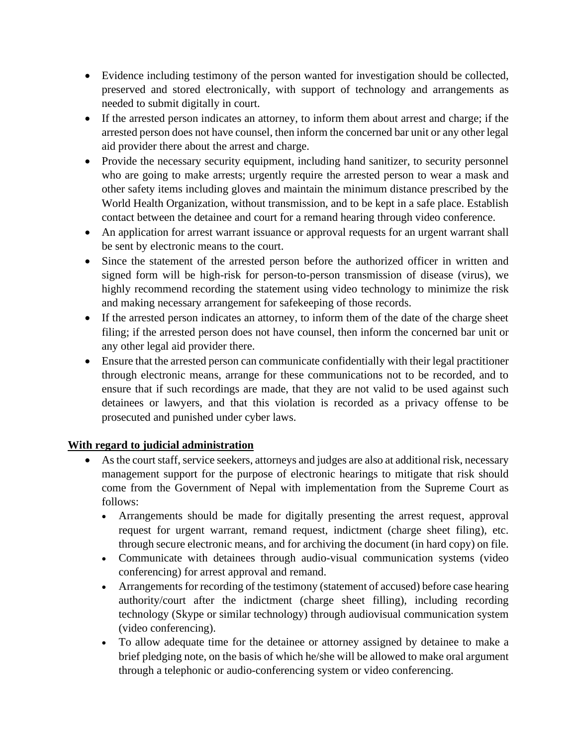- Evidence including testimony of the person wanted for investigation should be collected, preserved and stored electronically, with support of technology and arrangements as needed to submit digitally in court.
- If the arrested person indicates an attorney, to inform them about arrest and charge; if the arrested person does not have counsel, then inform the concerned bar unit or any other legal aid provider there about the arrest and charge.
- Provide the necessary security equipment, including hand sanitizer, to security personnel who are going to make arrests; urgently require the arrested person to wear a mask and other safety items including gloves and maintain the minimum distance prescribed by the World Health Organization, without transmission, and to be kept in a safe place. Establish contact between the detainee and court for a remand hearing through video conference.
- An application for arrest warrant issuance or approval requests for an urgent warrant shall be sent by electronic means to the court.
- Since the statement of the arrested person before the authorized officer in written and signed form will be high-risk for person-to-person transmission of disease (virus), we highly recommend recording the statement using video technology to minimize the risk and making necessary arrangement for safekeeping of those records.
- If the arrested person indicates an attorney, to inform them of the date of the charge sheet filing; if the arrested person does not have counsel, then inform the concerned bar unit or any other legal aid provider there.
- Ensure that the arrested person can communicate confidentially with their legal practitioner through electronic means, arrange for these communications not to be recorded, and to ensure that if such recordings are made, that they are not valid to be used against such detainees or lawyers, and that this violation is recorded as a privacy offense to be prosecuted and punished under cyber laws.

**<u>With regard to judicial administration</u>**

- As the court staff, service seekers, attorneys and judges are also at additional risk, necessary management support for the purpose of electronic hearings to mitigate that risk should come from the Government of Nepal with implementation from the Supreme Court as follows:
  - Arrangements should be made for digitally presenting the arrest request, approval request for urgent warrant, remand request, indictment (charge sheet filing), etc. through secure electronic means, and for archiving the document (in hard copy) on file.
  - Communicate with detainees through audio-visual communication systems (video conferencing) for arrest approval and remand.
  - Arrangements for recording of the testimony (statement of accused) before case hearing authority/court after the indictment (charge sheet filling), including recording technology (Skype or similar technology) through audiovisual communication system (video conferencing).
  - To allow adequate time for the detainee or attorney assigned by detainee to make a brief pledging note, on the basis of which he/she will be allowed to make oral argument through a telephonic or audio-conferencing system or video conferencing.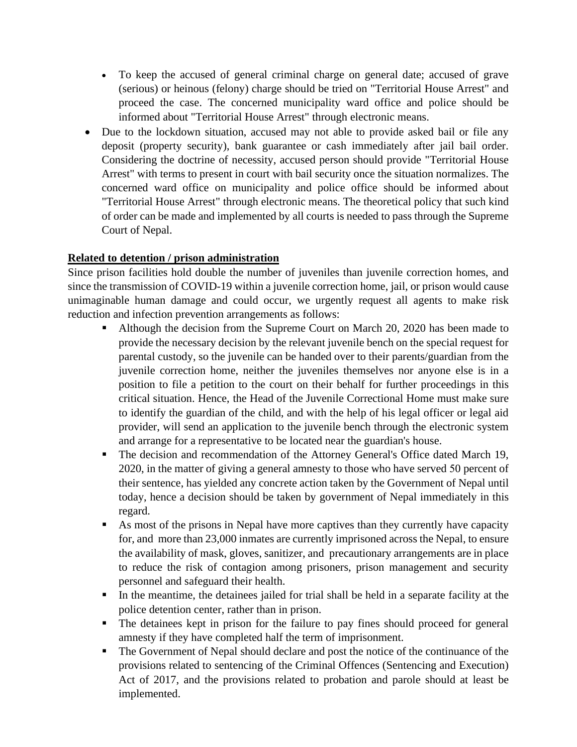- To keep the accused of general criminal charge on general date; accused of grave (serious) or heinous (felony) charge should be tried on "Territorial House Arrest" and proceed the case. The concerned municipality ward office and police should be informed about "Territorial House Arrest" through electronic means.

- Due to the lockdown situation, accused may not able to provide asked bail or file any deposit (property security), bank guarantee or cash immediately after jail bail order. Considering the doctrine of necessity, accused person should provide "Territorial House Arrest" with terms to present in court with bail security once the situation normalizes. The concerned ward office on municipality and police office should be informed about "Territorial House Arrest" through electronic means. The theoretical policy that such kind of order can be made and implemented by all courts is needed to pass through the Supreme Court of Nepal.

**<u>Related to detention / prison administration</u>**

Since prison facilities hold double the number of juveniles than juvenile correction homes, and since the transmission of COVID-19 within a juvenile correction home, jail, or prison would cause unimaginable human damage and could occur, we urgently request all agents to make risk reduction and infection prevention arrangements as follows:

- Although the decision from the Supreme Court on March 20, 2020 has been made to provide the necessary decision by the relevant juvenile bench on the special request for parental custody, so the juvenile can be handed over to their parents/guardian from the juvenile correction home, neither the juveniles themselves nor anyone else is in a position to file a petition to the court on their behalf for further proceedings in this critical situation. Hence, the Head of the Juvenile Correctional Home must make sure to identify the guardian of the child, and with the help of his legal officer or legal aid provider, will send an application to the juvenile bench through the electronic system and arrange for a representative to be located near the guardian's house.
- The decision and recommendation of the Attorney General's Office dated March 19, 2020, in the matter of giving a general amnesty to those who have served 50 percent of their sentence, has yielded any concrete action taken by the Government of Nepal until today, hence a decision should be taken by government of Nepal immediately in this regard.
- As most of the prisons in Nepal have more captives than they currently have capacity for, and more than 23,000 inmates are currently imprisoned across the Nepal, to ensure the availability of mask, gloves, sanitizer, and precautionary arrangements are in place to reduce the risk of contagion among prisoners, prison management and security personnel and safeguard their health.
- In the meantime, the detainees jailed for trial shall be held in a separate facility at the police detention center, rather than in prison.
- The detainees kept in prison for the failure to pay fines should proceed for general amnesty if they have completed half the term of imprisonment.
- The Government of Nepal should declare and post the notice of the continuance of the provisions related to sentencing of the Criminal Offences (Sentencing and Execution) Act of 2017, and the provisions related to probation and parole should at least be implemented.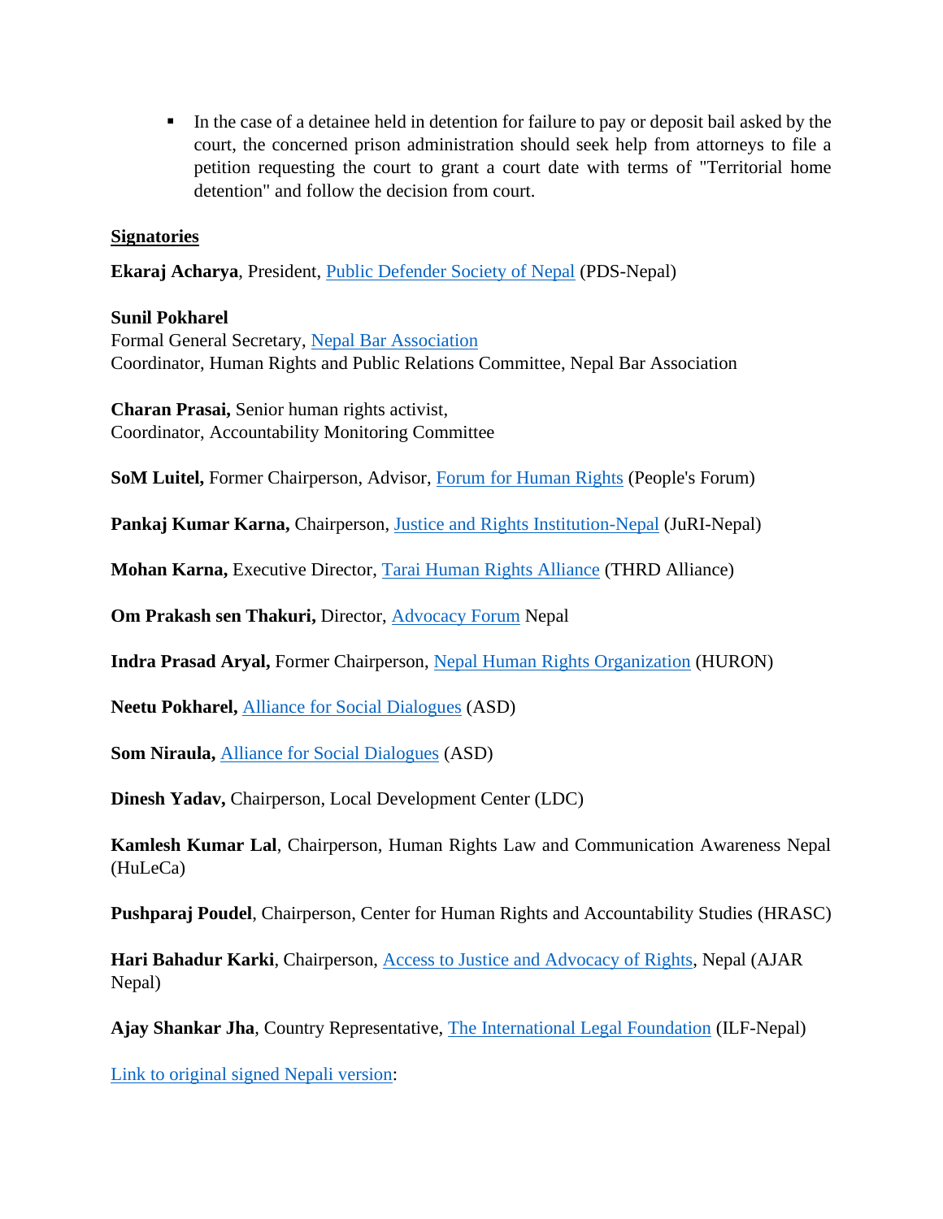- In the case of a detainee held in detention for failure to pay or deposit bail asked by the court, the concerned prison administration should seek help from attorneys to file a petition requesting the court to grant a court date with terms of "Territorial home detention" and follow the decision from court.

**Signatories**

**Ekaraj Acharya**, President, Public Defender Society of Nepal (PDS-Nepal)

**Sunil Pokharel**
Formal General Secretary, Nepal Bar Association
Coordinator, Human Rights and Public Relations Committee, Nepal Bar Association

**Charan Prasai,** Senior human rights activist,
Coordinator, Accountability Monitoring Committee

**SoM Luitel,** Former Chairperson, Advisor, Forum for Human Rights (People's Forum)

**Pankaj Kumar Karna,** Chairperson, Justice and Rights Institution-Nepal (JuRI-Nepal)

**Mohan Karna,** Executive Director, Tarai Human Rights Alliance (THRD Alliance)

**Om Prakash sen Thakuri,** Director, Advocacy Forum Nepal

**Indra Prasad Aryal,** Former Chairperson, Nepal Human Rights Organization (HURON)

**Neetu Pokharel,** Alliance for Social Dialogues (ASD)

**Som Niraula,** Alliance for Social Dialogues (ASD)

**Dinesh Yadav,** Chairperson, Local Development Center (LDC)

**Kamlesh Kumar Lal**, Chairperson, Human Rights Law and Communication Awareness Nepal (HuLeCa)

**Pushparaj Poudel**, Chairperson, Center for Human Rights and Accountability Studies (HRASC)

**Hari Bahadur Karki**, Chairperson, Access to Justice and Advocacy of Rights, Nepal (AJAR Nepal)

**Ajay Shankar Jha**, Country Representative, The International Legal Foundation (ILF-Nepal)

Link to original signed Nepali version: